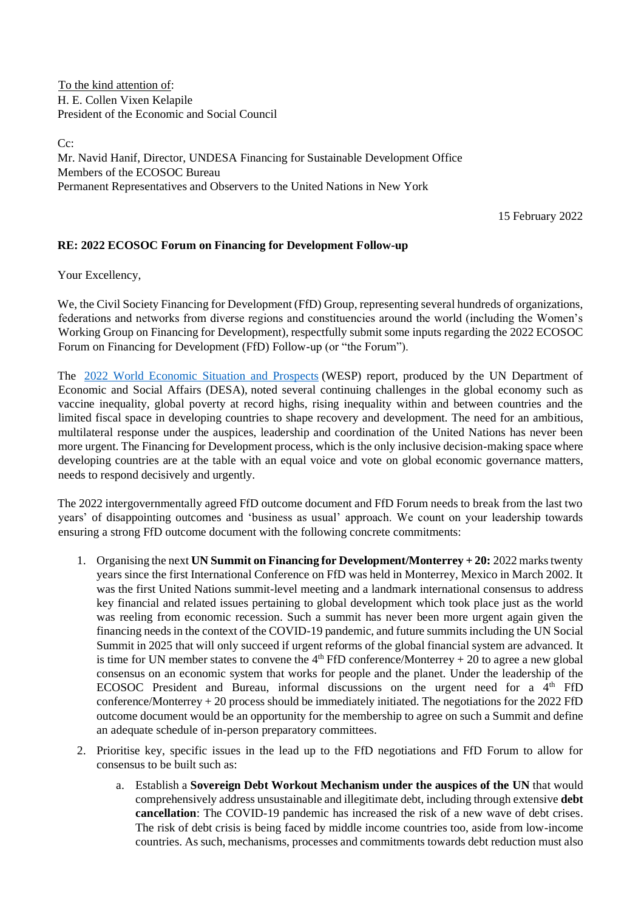<u>To the kind attention of</u>:
H. E. Collen Vixen Kelapile
President of the Economic and Social Council

Cc:
Mr. Navid Hanif, Director, UNDESA Financing for Sustainable Development Office
Members of the ECOSOC Bureau
Permanent Representatives and Observers to the United Nations in New York

15 February 2022

**RE: 2022 ECOSOC Forum on Financing for Development Follow-up**

Your Excellency,

We, the Civil Society Financing for Development (FfD) Group, representing several hundreds of organizations, federations and networks from diverse regions and constituencies around the world (including the Women's Working Group on Financing for Development), respectfully submit some inputs regarding the 2022 ECOSOC Forum on Financing for Development (FfD) Follow-up (or "the Forum").

The 2022 World Economic Situation and Prospects (WESP) report, produced by the UN Department of Economic and Social Affairs (DESA), noted several continuing challenges in the global economy such as vaccine inequality, global poverty at record highs, rising inequality within and between countries and the limited fiscal space in developing countries to shape recovery and development. The need for an ambitious, multilateral response under the auspices, leadership and coordination of the United Nations has never been more urgent. The Financing for Development process, which is the only inclusive decision-making space where developing countries are at the table with an equal voice and vote on global economic governance matters, needs to respond decisively and urgently.

The 2022 intergovernmentally agreed FfD outcome document and FfD Forum needs to break from the last two years' of disappointing outcomes and 'business as usual' approach. We count on your leadership towards ensuring a strong FfD outcome document with the following concrete commitments:

1. Organising the next **UN Summit on Financing for Development/Monterrey + 20:** 2022 marks twenty years since the first International Conference on FfD was held in Monterrey, Mexico in March 2002. It was the first United Nations summit-level meeting and a landmark international consensus to address key financial and related issues pertaining to global development which took place just as the world was reeling from economic recession. Such a summit has never been more urgent again given the financing needs in the context of the COVID-19 pandemic, and future summits including the UN Social Summit in 2025 that will only succeed if urgent reforms of the global financial system are advanced. It is time for UN member states to convene the 4th FfD conference/Monterrey + 20 to agree a new global consensus on an economic system that works for people and the planet. Under the leadership of the ECOSOC President and Bureau, informal discussions on the urgent need for a 4th FfD conference/Monterrey + 20 process should be immediately initiated. The negotiations for the 2022 FfD outcome document would be an opportunity for the membership to agree on such a Summit and define an adequate schedule of in-person preparatory committees.
2. Prioritise key, specific issues in the lead up to the FfD negotiations and FfD Forum to allow for consensus to be built such as:
   a. Establish a **Sovereign Debt Workout Mechanism under the auspices of the UN** that would comprehensively address unsustainable and illegitimate debt, including through extensive **debt cancellation**: The COVID-19 pandemic has increased the risk of a new wave of debt crises. The risk of debt crisis is being faced by middle income countries too, aside from low-income countries. As such, mechanisms, processes and commitments towards debt reduction must also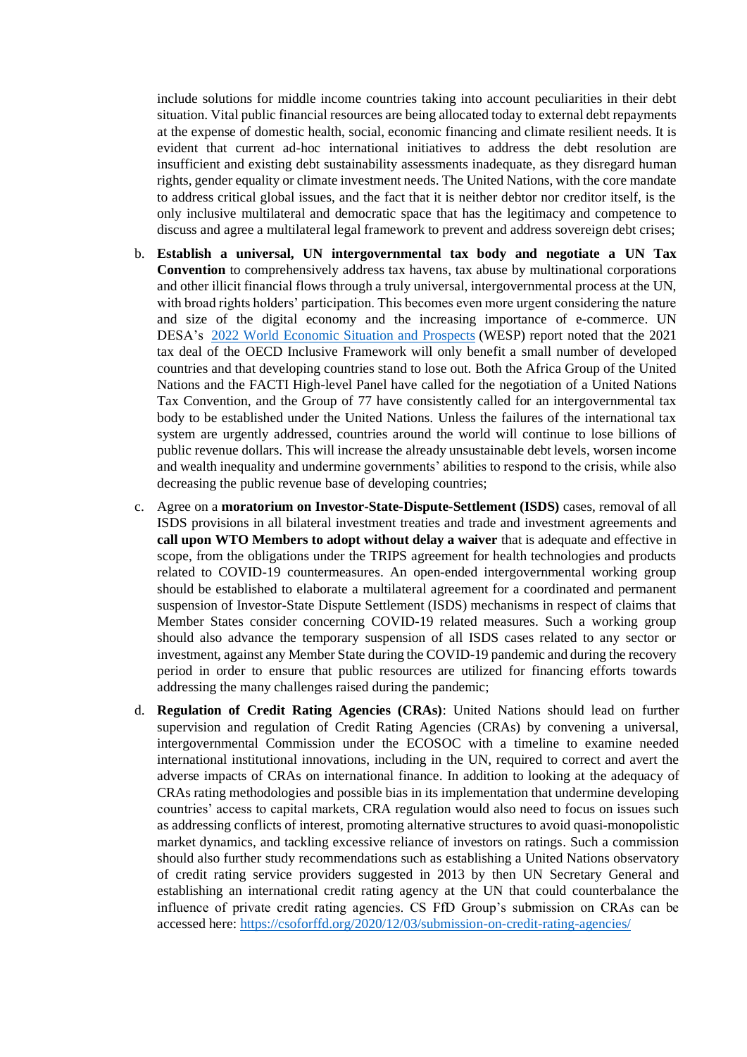include solutions for middle income countries taking into account peculiarities in their debt situation. Vital public financial resources are being allocated today to external debt repayments at the expense of domestic health, social, economic financing and climate resilient needs. It is evident that current ad-hoc international initiatives to address the debt resolution are insufficient and existing debt sustainability assessments inadequate, as they disregard human rights, gender equality or climate investment needs. The United Nations, with the core mandate to address critical global issues, and the fact that it is neither debtor nor creditor itself, is the only inclusive multilateral and democratic space that has the legitimacy and competence to discuss and agree a multilateral legal framework to prevent and address sovereign debt crises;

b. **Establish a universal, UN intergovernmental tax body and negotiate a UN Tax Convention** to comprehensively address tax havens, tax abuse by multinational corporations and other illicit financial flows through a truly universal, intergovernmental process at the UN, with broad rights holders' participation. This becomes even more urgent considering the nature and size of the digital economy and the increasing importance of e-commerce. UN DESA's [2022 World Economic Situation and Prospects](2022 World Economic Situation and Prospects) (WESP) report noted that the 2021 tax deal of the OECD Inclusive Framework will only benefit a small number of developed countries and that developing countries stand to lose out. Both the Africa Group of the United Nations and the FACTI High-level Panel have called for the negotiation of a United Nations Tax Convention, and the Group of 77 have consistently called for an intergovernmental tax body to be established under the United Nations. Unless the failures of the international tax system are urgently addressed, countries around the world will continue to lose billions of public revenue dollars. This will increase the already unsustainable debt levels, worsen income and wealth inequality and undermine governments' abilities to respond to the crisis, while also decreasing the public revenue base of developing countries;

c. Agree on a **moratorium on Investor-State-Dispute-Settlement (ISDS)** cases, removal of all ISDS provisions in all bilateral investment treaties and trade and investment agreements and **call upon WTO Members to adopt without delay a waiver** that is adequate and effective in scope, from the obligations under the TRIPS agreement for health technologies and products related to COVID-19 countermeasures. An open-ended intergovernmental working group should be established to elaborate a multilateral agreement for a coordinated and permanent suspension of Investor-State Dispute Settlement (ISDS) mechanisms in respect of claims that Member States consider concerning COVID-19 related measures. Such a working group should also advance the temporary suspension of all ISDS cases related to any sector or investment, against any Member State during the COVID-19 pandemic and during the recovery period in order to ensure that public resources are utilized for financing efforts towards addressing the many challenges raised during the pandemic;

d. **Regulation of Credit Rating Agencies (CRAs)**: United Nations should lead on further supervision and regulation of Credit Rating Agencies (CRAs) by convening a universal, intergovernmental Commission under the ECOSOC with a timeline to examine needed international institutional innovations, including in the UN, required to correct and avert the adverse impacts of CRAs on international finance. In addition to looking at the adequacy of CRAs rating methodologies and possible bias in its implementation that undermine developing countries' access to capital markets, CRA regulation would also need to focus on issues such as addressing conflicts of interest, promoting alternative structures to avoid quasi-monopolistic market dynamics, and tackling excessive reliance of investors on ratings. Such a commission should also further study recommendations such as establishing a United Nations observatory of credit rating service providers suggested in 2013 by then UN Secretary General and establishing an international credit rating agency at the UN that could counterbalance the influence of private credit rating agencies. CS FfD Group's submission on CRAs can be accessed here: https://csoforffd.org/2020/12/03/submission-on-credit-rating-agencies/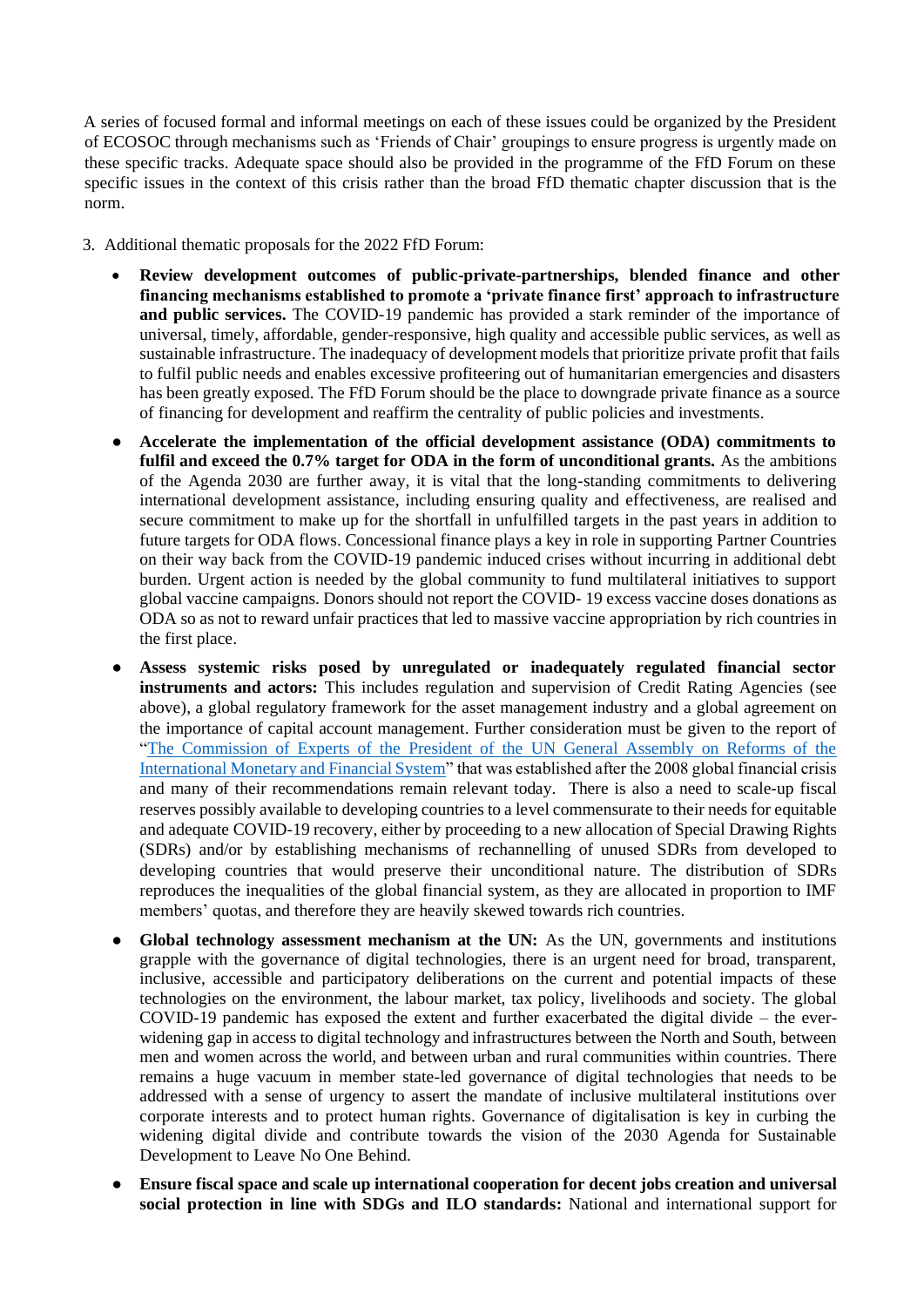A series of focused formal and informal meetings on each of these issues could be organized by the President of ECOSOC through mechanisms such as 'Friends of Chair' groupings to ensure progress is urgently made on these specific tracks. Adequate space should also be provided in the programme of the FfD Forum on these specific issues in the context of this crisis rather than the broad FfD thematic chapter discussion that is the norm.

3. Additional thematic proposals for the 2022 FfD Forum:

- **Review development outcomes of public-private-partnerships, blended finance and other financing mechanisms established to promote a 'private finance first' approach to infrastructure and public services.** The COVID-19 pandemic has provided a stark reminder of the importance of universal, timely, affordable, gender-responsive, high quality and accessible public services, as well as sustainable infrastructure. The inadequacy of development models that prioritize private profit that fails to fulfil public needs and enables excessive profiteering out of humanitarian emergencies and disasters has been greatly exposed. The FfD Forum should be the place to downgrade private finance as a source of financing for development and reaffirm the centrality of public policies and investments.
- **Accelerate the implementation of the official development assistance (ODA) commitments to fulfil and exceed the 0.7% target for ODA in the form of unconditional grants.** As the ambitions of the Agenda 2030 are further away, it is vital that the long-standing commitments to delivering international development assistance, including ensuring quality and effectiveness, are realised and secure commitment to make up for the shortfall in unfulfilled targets in the past years in addition to future targets for ODA flows. Concessional finance plays a key in role in supporting Partner Countries on their way back from the COVID-19 pandemic induced crises without incurring in additional debt burden. Urgent action is needed by the global community to fund multilateral initiatives to support global vaccine campaigns. Donors should not report the COVID- 19 excess vaccine doses donations as ODA so as not to reward unfair practices that led to massive vaccine appropriation by rich countries in the first place.
- **Assess systemic risks posed by unregulated or inadequately regulated financial sector instruments and actors:** This includes regulation and supervision of Credit Rating Agencies (see above), a global regulatory framework for the asset management industry and a global agreement on the importance of capital account management. Further consideration must be given to the report of "The Commission of Experts of the President of the UN General Assembly on Reforms of the International Monetary and Financial System" that was established after the 2008 global financial crisis and many of their recommendations remain relevant today. There is also a need to scale-up fiscal reserves possibly available to developing countries to a level commensurate to their needs for equitable and adequate COVID-19 recovery, either by proceeding to a new allocation of Special Drawing Rights (SDRs) and/or by establishing mechanisms of rechannelling of unused SDRs from developed to developing countries that would preserve their unconditional nature. The distribution of SDRs reproduces the inequalities of the global financial system, as they are allocated in proportion to IMF members' quotas, and therefore they are heavily skewed towards rich countries.
- **Global technology assessment mechanism at the UN:** As the UN, governments and institutions grapple with the governance of digital technologies, there is an urgent need for broad, transparent, inclusive, accessible and participatory deliberations on the current and potential impacts of these technologies on the environment, the labour market, tax policy, livelihoods and society. The global COVID-19 pandemic has exposed the extent and further exacerbated the digital divide – the ever-widening gap in access to digital technology and infrastructures between the North and South, between men and women across the world, and between urban and rural communities within countries. There remains a huge vacuum in member state-led governance of digital technologies that needs to be addressed with a sense of urgency to assert the mandate of inclusive multilateral institutions over corporate interests and to protect human rights. Governance of digitalisation is key in curbing the widening digital divide and contribute towards the vision of the 2030 Agenda for Sustainable Development to Leave No One Behind.
- **Ensure fiscal space and scale up international cooperation for decent jobs creation and universal social protection in line with SDGs and ILO standards:** National and international support for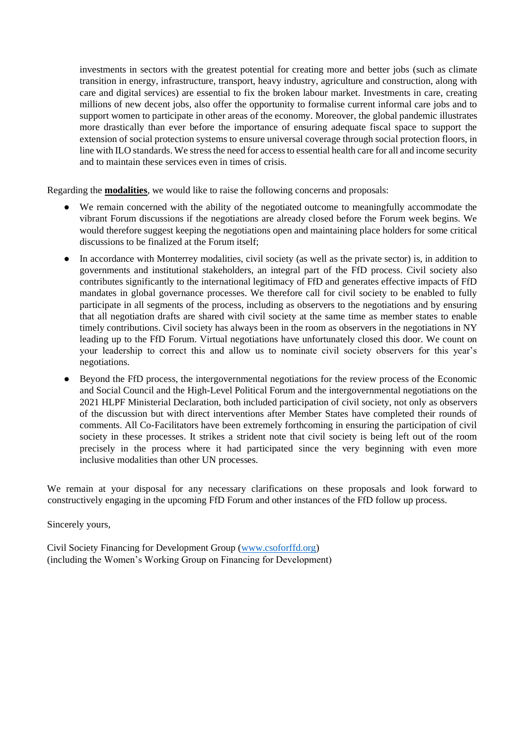investments in sectors with the greatest potential for creating more and better jobs (such as climate transition in energy, infrastructure, transport, heavy industry, agriculture and construction, along with care and digital services) are essential to fix the broken labour market. Investments in care, creating millions of new decent jobs, also offer the opportunity to formalise current informal care jobs and to support women to participate in other areas of the economy. Moreover, the global pandemic illustrates more drastically than ever before the importance of ensuring adequate fiscal space to support the extension of social protection systems to ensure universal coverage through social protection floors, in line with ILO standards. We stress the need for access to essential health care for all and income security and to maintain these services even in times of crisis.

Regarding the **modalities**, we would like to raise the following concerns and proposals:

- We remain concerned with the ability of the negotiated outcome to meaningfully accommodate the vibrant Forum discussions if the negotiations are already closed before the Forum week begins. We would therefore suggest keeping the negotiations open and maintaining place holders for some critical discussions to be finalized at the Forum itself;
- In accordance with Monterrey modalities, civil society (as well as the private sector) is, in addition to governments and institutional stakeholders, an integral part of the FfD process. Civil society also contributes significantly to the international legitimacy of FfD and generates effective impacts of FfD mandates in global governance processes. We therefore call for civil society to be enabled to fully participate in all segments of the process, including as observers to the negotiations and by ensuring that all negotiation drafts are shared with civil society at the same time as member states to enable timely contributions. Civil society has always been in the room as observers in the negotiations in NY leading up to the FfD Forum. Virtual negotiations have unfortunately closed this door. We count on your leadership to correct this and allow us to nominate civil society observers for this year's negotiations.
- Beyond the FfD process, the intergovernmental negotiations for the review process of the Economic and Social Council and the High-Level Political Forum and the intergovernmental negotiations on the 2021 HLPF Ministerial Declaration, both included participation of civil society, not only as observers of the discussion but with direct interventions after Member States have completed their rounds of comments. All Co-Facilitators have been extremely forthcoming in ensuring the participation of civil society in these processes. It strikes a strident note that civil society is being left out of the room precisely in the process where it had participated since the very beginning with even more inclusive modalities than other UN processes.

We remain at your disposal for any necessary clarifications on these proposals and look forward to constructively engaging in the upcoming FfD Forum and other instances of the FfD follow up process.

Sincerely yours,

Civil Society Financing for Development Group (www.csoforffd.org)
(including the Women's Working Group on Financing for Development)